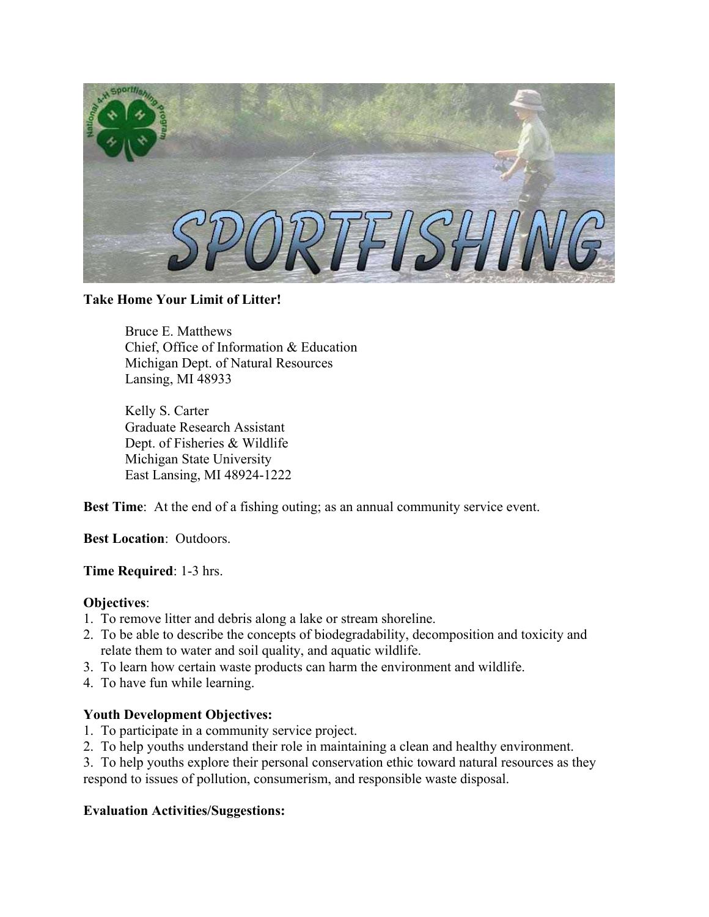**Take Home Your Limit of Litter!**

Bruce E. Matthews
Chief, Office of Information & Education
Michigan Dept. of Natural Resources
Lansing, MI 48933

Kelly S. Carter
Graduate Research Assistant
Dept. of Fisheries & Wildlife
Michigan State University
East Lansing, MI 48924-1222

**Best Time**: At the end of a fishing outing; as an annual community service event.

**Best Location**: Outdoors.

**Time Required**: 1-3 hrs.

**Objectives**:
1. To remove litter and debris along a lake or stream shoreline.
2. To be able to describe the concepts of biodegradability, decomposition and toxicity and relate them to water and soil quality, and aquatic wildlife.
3. To learn how certain waste products can harm the environment and wildlife.
4. To have fun while learning.

**Youth Development Objectives:**
1. To participate in a community service project.
2. To help youths understand their role in maintaining a clean and healthy environment.
3. To help youths explore their personal conservation ethic toward natural resources as they respond to issues of pollution, consumerism, and responsible waste disposal.

**Evaluation Activities/Suggestions:**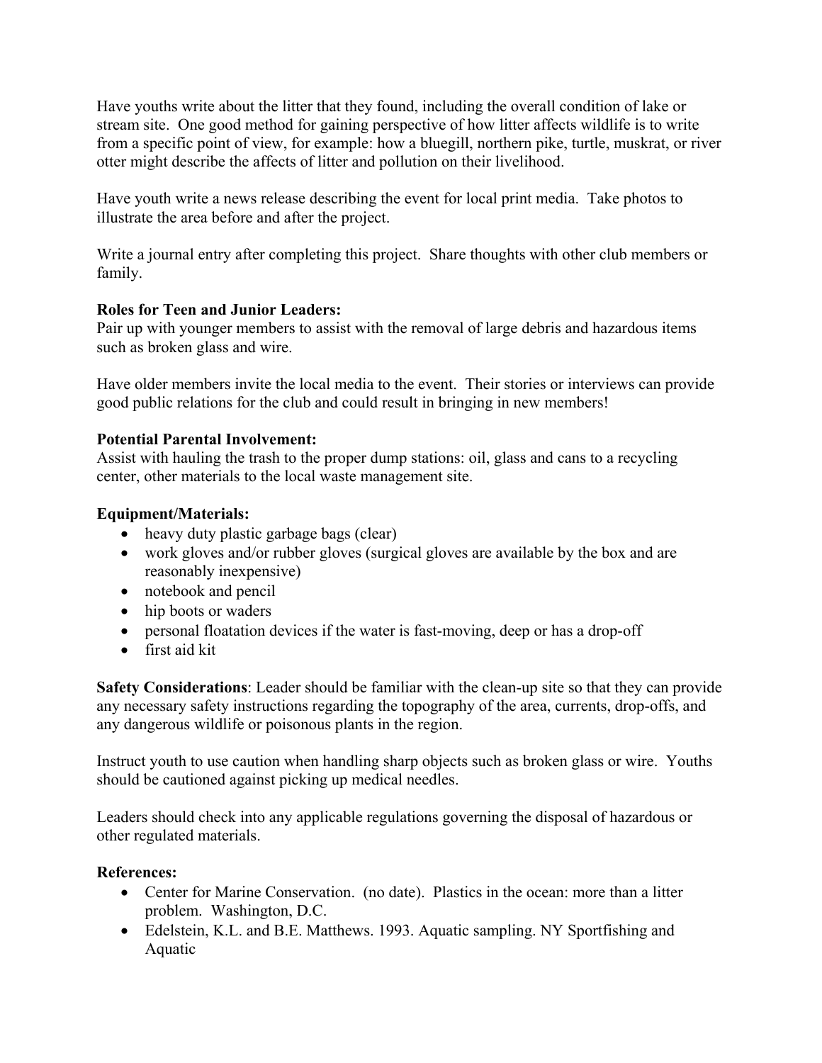Have youths write about the litter that they found, including the overall condition of lake or stream site. One good method for gaining perspective of how litter affects wildlife is to write from a specific point of view, for example: how a bluegill, northern pike, turtle, muskrat, or river otter might describe the affects of litter and pollution on their livelihood.

Have youth write a news release describing the event for local print media. Take photos to illustrate the area before and after the project.

Write a journal entry after completing this project. Share thoughts with other club members or family.

**Roles for Teen and Junior Leaders:**
Pair up with younger members to assist with the removal of large debris and hazardous items such as broken glass and wire.

Have older members invite the local media to the event. Their stories or interviews can provide good public relations for the club and could result in bringing in new members!

**Potential Parental Involvement:**
Assist with hauling the trash to the proper dump stations: oil, glass and cans to a recycling center, other materials to the local waste management site.

**Equipment/Materials:**

- heavy duty plastic garbage bags (clear)
- work gloves and/or rubber gloves (surgical gloves are available by the box and are reasonably inexpensive)
- notebook and pencil
- hip boots or waders
- personal floatation devices if the water is fast-moving, deep or has a drop-off
- first aid kit

**Safety Considerations**: Leader should be familiar with the clean-up site so that they can provide any necessary safety instructions regarding the topography of the area, currents, drop-offs, and any dangerous wildlife or poisonous plants in the region.

Instruct youth to use caution when handling sharp objects such as broken glass or wire. Youths should be cautioned against picking up medical needles.

Leaders should check into any applicable regulations governing the disposal of hazardous or other regulated materials.

**References:**

- Center for Marine Conservation. (no date). Plastics in the ocean: more than a litter problem. Washington, D.C.
- Edelstein, K.L. and B.E. Matthews. 1993. Aquatic sampling. NY Sportfishing and Aquatic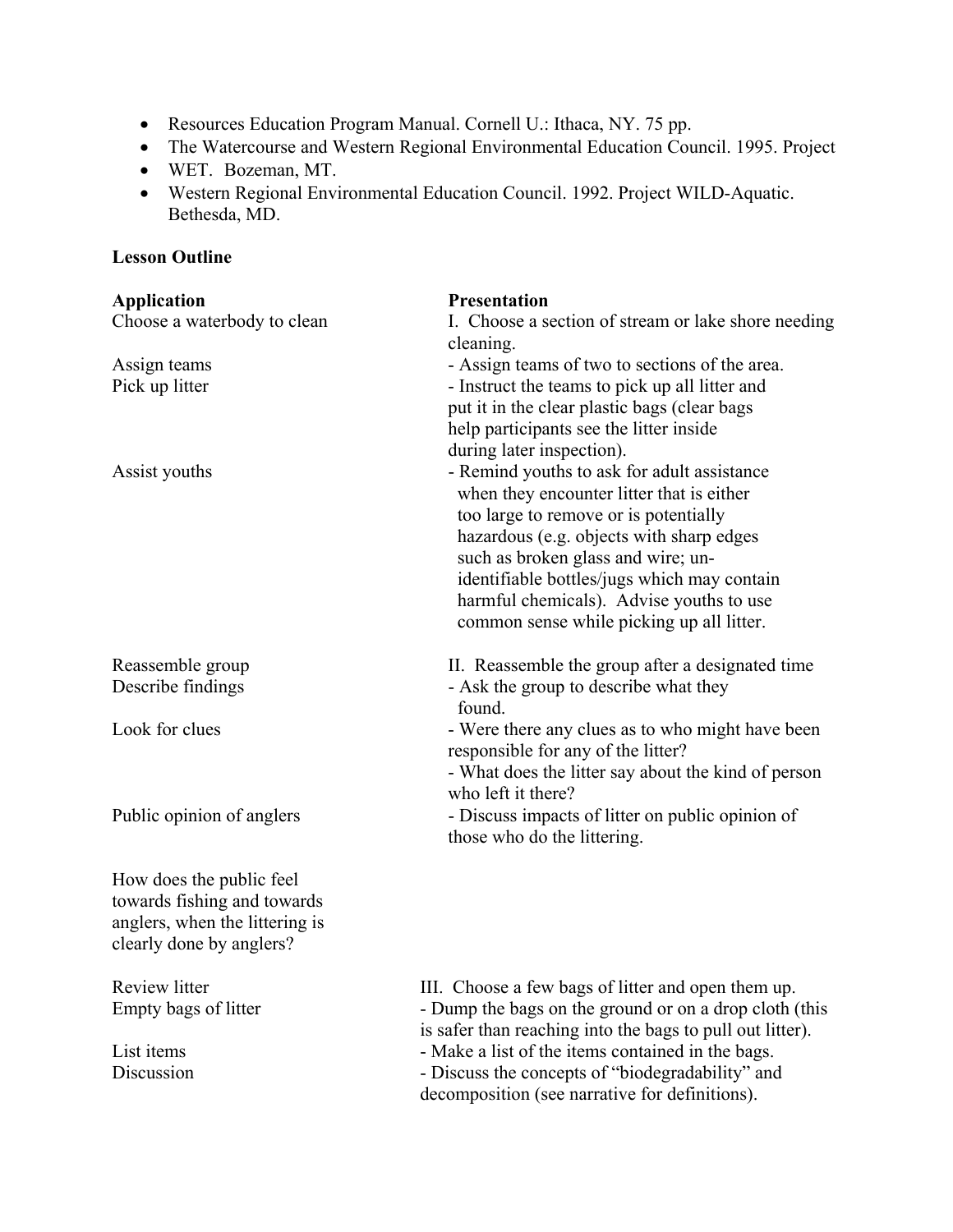- Resources Education Program Manual. Cornell U.: Ithaca, NY. 75 pp.
- The Watercourse and Western Regional Environmental Education Council. 1995. Project
- WET. Bozeman, MT.
- Western Regional Environmental Education Council. 1992. Project WILD-Aquatic. Bethesda, MD.

**Lesson Outline**

| **Application** | **Presentation** |
|---|---|
| Choose a waterbody to clean | I. Choose a section of stream or lake shore needing cleaning. |
| Assign teams | - Assign teams of two to sections of the area. |
| Pick up litter | - Instruct the teams to pick up all litter and put it in the clear plastic bags (clear bags help participants see the litter inside during later inspection). |
| Assist youths | - Remind youths to ask for adult assistance when they encounter litter that is either too large to remove or is potentially hazardous (e.g. objects with sharp edges such as broken glass and wire; un-identifiable bottles/jugs which may contain harmful chemicals). Advise youths to use common sense while picking up all litter. |
| Reassemble group | II. Reassemble the group after a designated time |
| Describe findings | - Ask the group to describe what they found. |
| Look for clues | - Were there any clues as to who might have been responsible for any of the litter?<br>- What does the litter say about the kind of person who left it there? |
| Public opinion of anglers | - Discuss impacts of litter on public opinion of those who do the littering. |
| How does the public feel towards fishing and towards anglers, when the littering is clearly done by anglers? | |
| Review litter | III. Choose a few bags of litter and open them up. |
| Empty bags of litter | - Dump the bags on the ground or on a drop cloth (this is safer than reaching into the bags to pull out litter). |
| List items | - Make a list of the items contained in the bags. |
| Discussion | - Discuss the concepts of "biodegradability" and decomposition (see narrative for definitions). |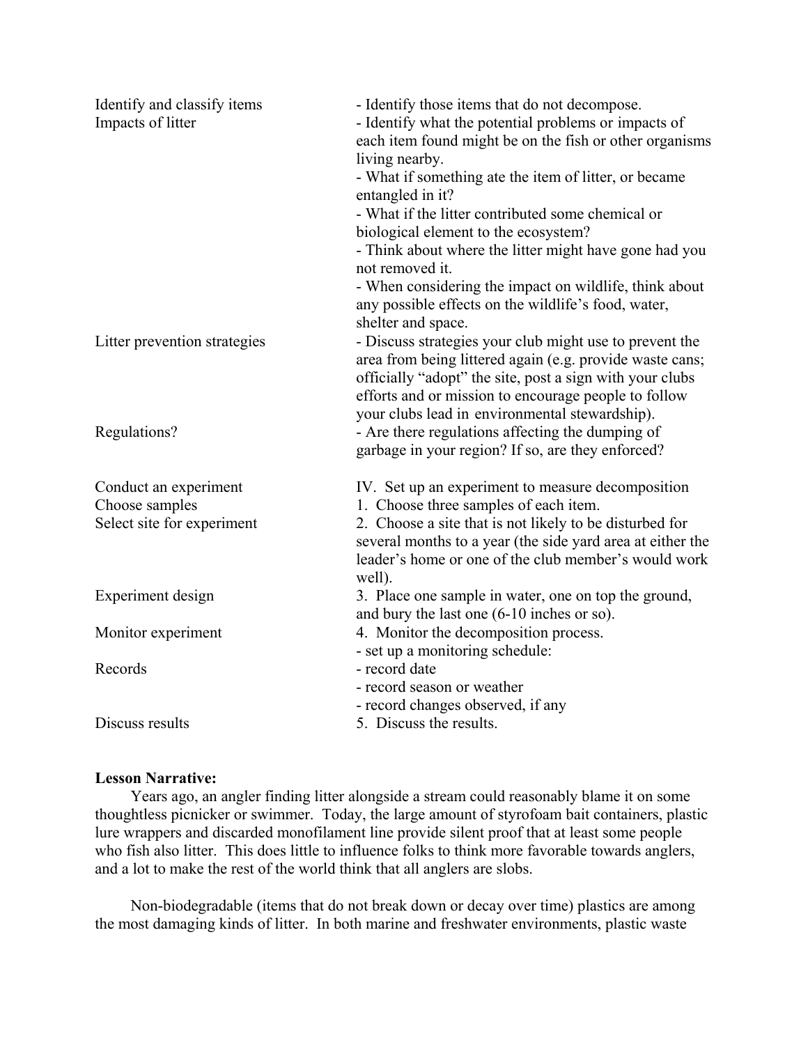| | |
|---|---|
| Identify and classify items | - Identify those items that do not decompose. |
| Impacts of litter | - Identify what the potential problems or impacts of each item found might be on the fish or other organisms living nearby.<br>- What if something ate the item of litter, or became entangled in it?<br>- What if the litter contributed some chemical or biological element to the ecosystem?<br>- Think about where the litter might have gone had you not removed it.<br>- When considering the impact on wildlife, think about any possible effects on the wildlife's food, water, shelter and space. |
| Litter prevention strategies | - Discuss strategies your club might use to prevent the area from being littered again (e.g. provide waste cans; officially "adopt" the site, post a sign with your clubs efforts and or mission to encourage people to follow your clubs lead in environmental stewardship). |
| Regulations? | - Are there regulations affecting the dumping of garbage in your region? If so, are they enforced? |
| Conduct an experiment | IV. Set up an experiment to measure decomposition |
| Choose samples | 1. Choose three samples of each item. |
| Select site for experiment | 2. Choose a site that is not likely to be disturbed for several months to a year (the side yard area at either the leader's home or one of the club member's would work well). |
| Experiment design | 3. Place one sample in water, one on top the ground, and bury the last one (6-10 inches or so). |
| Monitor experiment | 4. Monitor the decomposition process.<br>- set up a monitoring schedule: |
| Records | - record date<br>- record season or weather<br>- record changes observed, if any |
| Discuss results | 5. Discuss the results. |

**Lesson Narrative:**

Years ago, an angler finding litter alongside a stream could reasonably blame it on some thoughtless picnicker or swimmer. Today, the large amount of styrofoam bait containers, plastic lure wrappers and discarded monofilament line provide silent proof that at least some people who fish also litter. This does little to influence folks to think more favorable towards anglers, and a lot to make the rest of the world think that all anglers are slobs.

Non-biodegradable (items that do not break down or decay over time) plastics are among the most damaging kinds of litter. In both marine and freshwater environments, plastic waste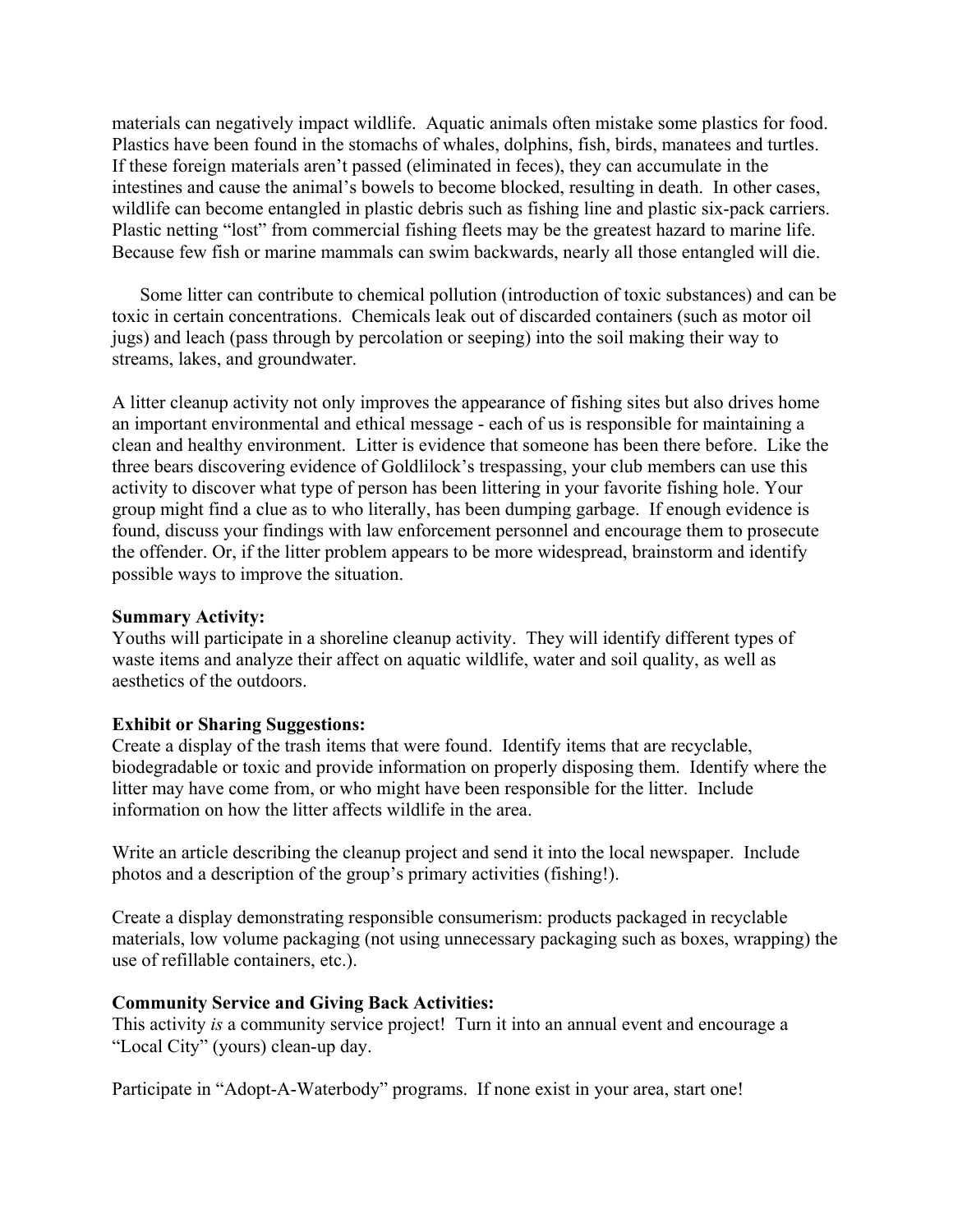materials can negatively impact wildlife. Aquatic animals often mistake some plastics for food. Plastics have been found in the stomachs of whales, dolphins, fish, birds, manatees and turtles. If these foreign materials aren't passed (eliminated in feces), they can accumulate in the intestines and cause the animal's bowels to become blocked, resulting in death. In other cases, wildlife can become entangled in plastic debris such as fishing line and plastic six-pack carriers. Plastic netting "lost" from commercial fishing fleets may be the greatest hazard to marine life. Because few fish or marine mammals can swim backwards, nearly all those entangled will die.

Some litter can contribute to chemical pollution (introduction of toxic substances) and can be toxic in certain concentrations. Chemicals leak out of discarded containers (such as motor oil jugs) and leach (pass through by percolation or seeping) into the soil making their way to streams, lakes, and groundwater.

A litter cleanup activity not only improves the appearance of fishing sites but also drives home an important environmental and ethical message - each of us is responsible for maintaining a clean and healthy environment. Litter is evidence that someone has been there before. Like the three bears discovering evidence of Goldlilock's trespassing, your club members can use this activity to discover what type of person has been littering in your favorite fishing hole. Your group might find a clue as to who literally, has been dumping garbage. If enough evidence is found, discuss your findings with law enforcement personnel and encourage them to prosecute the offender. Or, if the litter problem appears to be more widespread, brainstorm and identify possible ways to improve the situation.

**Summary Activity:**
Youths will participate in a shoreline cleanup activity. They will identify different types of waste items and analyze their affect on aquatic wildlife, water and soil quality, as well as aesthetics of the outdoors.

**Exhibit or Sharing Suggestions:**
Create a display of the trash items that were found. Identify items that are recyclable, biodegradable or toxic and provide information on properly disposing them. Identify where the litter may have come from, or who might have been responsible for the litter. Include information on how the litter affects wildlife in the area.

Write an article describing the cleanup project and send it into the local newspaper. Include photos and a description of the group's primary activities (fishing!).

Create a display demonstrating responsible consumerism: products packaged in recyclable materials, low volume packaging (not using unnecessary packaging such as boxes, wrapping) the use of refillable containers, etc.).

**Community Service and Giving Back Activities:**
This activity *is* a community service project! Turn it into an annual event and encourage a "Local City" (yours) clean-up day.

Participate in "Adopt-A-Waterbody" programs. If none exist in your area, start one!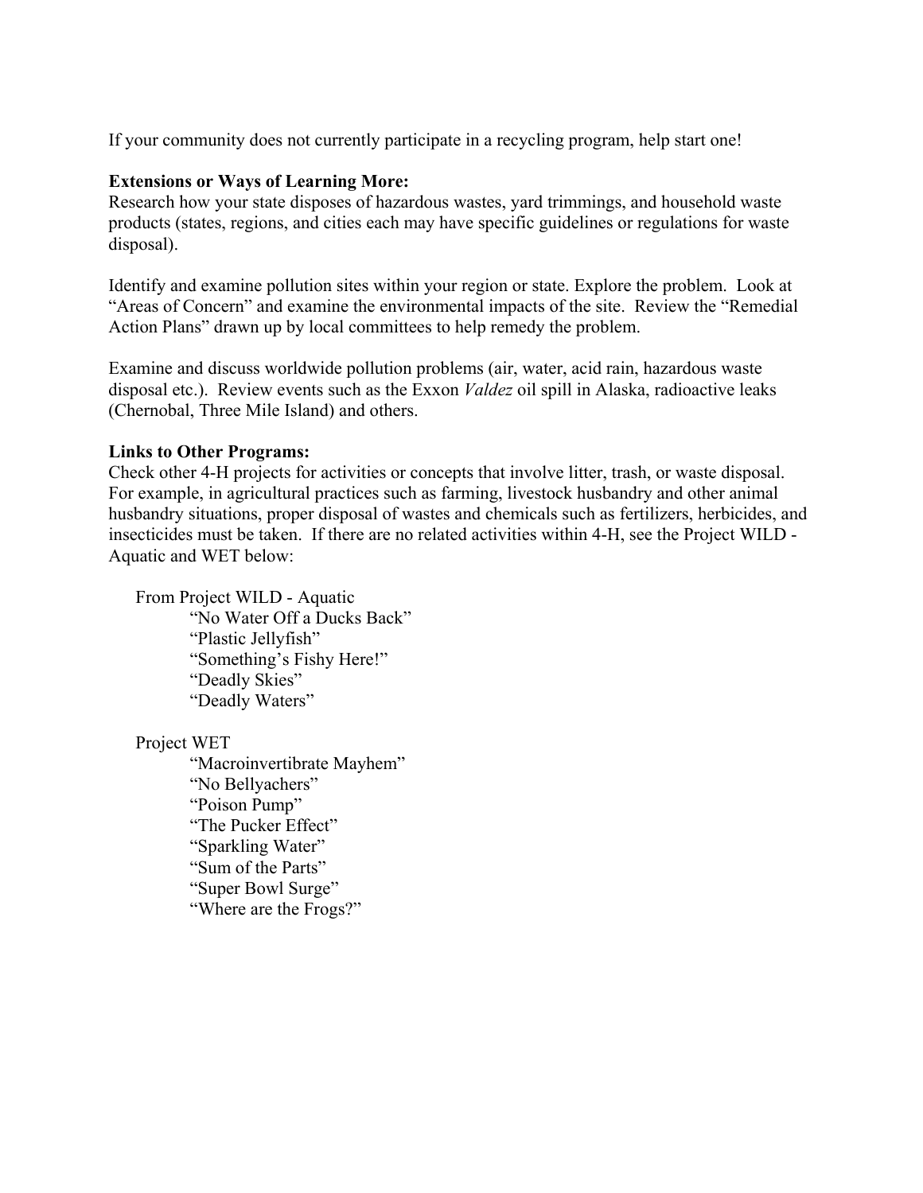If your community does not currently participate in a recycling program, help start one!

**Extensions or Ways of Learning More:**
Research how your state disposes of hazardous wastes, yard trimmings, and household waste products (states, regions, and cities each may have specific guidelines or regulations for waste disposal).

Identify and examine pollution sites within your region or state. Explore the problem. Look at "Areas of Concern" and examine the environmental impacts of the site. Review the "Remedial Action Plans" drawn up by local committees to help remedy the problem.

Examine and discuss worldwide pollution problems (air, water, acid rain, hazardous waste disposal etc.). Review events such as the Exxon *Valdez* oil spill in Alaska, radioactive leaks (Chernobal, Three Mile Island) and others.

**Links to Other Programs:**
Check other 4-H projects for activities or concepts that involve litter, trash, or waste disposal. For example, in agricultural practices such as farming, livestock husbandry and other animal husbandry situations, proper disposal of wastes and chemicals such as fertilizers, herbicides, and insecticides must be taken. If there are no related activities within 4-H, see the Project WILD - Aquatic and WET below:

From Project WILD - Aquatic

- "No Water Off a Ducks Back"
- "Plastic Jellyfish"
- "Something's Fishy Here!"
- "Deadly Skies"
- "Deadly Waters"

Project WET

- "Macroinvertibrate Mayhem"
- "No Bellyachers"
- "Poison Pump"
- "The Pucker Effect"
- "Sparkling Water"
- "Sum of the Parts"
- "Super Bowl Surge"
- "Where are the Frogs?"